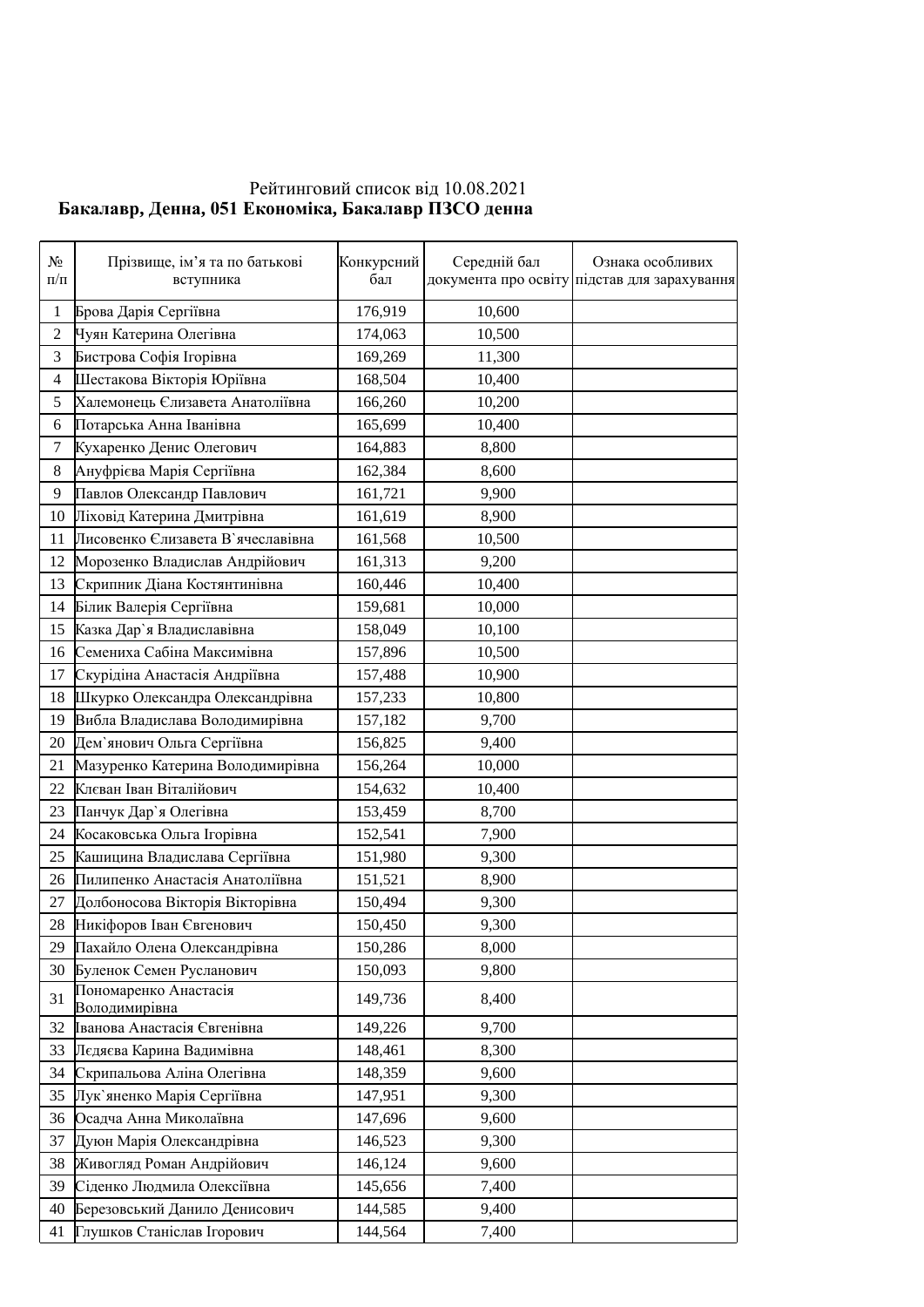Рейтинговий список від 10.08.2021

**Бакалавр, Денна, 051 Економіка, Бакалавр ПЗСО денна**

| № п/п | Прізвище, ім’я та по батькові вступника | Конкурсний бал | Середній бал документа про освіту | Ознака особливих підстав для зарахування |
|---|---|---|---|---|
| 1 | Брова Дарія Сергіївна | 176,919 | 10,600 | |
| 2 | Чуян Катерина Олегівна | 174,063 | 10,500 | |
| 3 | Бистрова Софія Ігорівна | 169,269 | 11,300 | |
| 4 | Шестакова Вікторія Юріївна | 168,504 | 10,400 | |
| 5 | Халемонець Єлизавета Анатоліївна | 166,260 | 10,200 | |
| 6 | Потарська Анна Іванівна | 165,699 | 10,400 | |
| 7 | Кухаренко Денис Олегович | 164,883 | 8,800 | |
| 8 | Ануфрієва Марія Сергіївна | 162,384 | 8,600 | |
| 9 | Павлов Олександр Павлович | 161,721 | 9,900 | |
| 10 | Ліховід Катерина Дмитрівна | 161,619 | 8,900 | |
| 11 | Лисовенко Єлизавета В`ячеславівна | 161,568 | 10,500 | |
| 12 | Морозенко Владислав Андрійович | 161,313 | 9,200 | |
| 13 | Скрипник Діана Костянтинівна | 160,446 | 10,400 | |
| 14 | Білик Валерія Сергіївна | 159,681 | 10,000 | |
| 15 | Казка Дар`я Владиславівна | 158,049 | 10,100 | |
| 16 | Семениха Сабіна Максимівна | 157,896 | 10,500 | |
| 17 | Скурідіна Анастасія Андріївна | 157,488 | 10,900 | |
| 18 | Шкурко Олександра Олександрівна | 157,233 | 10,800 | |
| 19 | Вибла Владислава Володимирівна | 157,182 | 9,700 | |
| 20 | Дем`янович Ольга Сергіївна | 156,825 | 9,400 | |
| 21 | Мазуренко Катерина Володимирівна | 156,264 | 10,000 | |
| 22 | Клєван Іван Віталійович | 154,632 | 10,400 | |
| 23 | Панчук Дар`я Олегівна | 153,459 | 8,700 | |
| 24 | Косаковська Ольга Ігорівна | 152,541 | 7,900 | |
| 25 | Кашицина Владислава Сергіївна | 151,980 | 9,300 | |
| 26 | Пилипенко Анастасія Анатоліївна | 151,521 | 8,900 | |
| 27 | Долбоносова Вікторія Вікторівна | 150,494 | 9,300 | |
| 28 | Никіфоров Іван Євгенович | 150,450 | 9,300 | |
| 29 | Пахайло Олена Олександрівна | 150,286 | 8,000 | |
| 30 | Буленок Семен Русланович | 150,093 | 9,800 | |
| 31 | Пономаренко Анастасія Володимирівна | 149,736 | 8,400 | |
| 32 | Іванова Анастасія Євгенівна | 149,226 | 9,700 | |
| 33 | Лєдяєва Карина Вадимівна | 148,461 | 8,300 | |
| 34 | Скрипальова Аліна Олегівна | 148,359 | 9,600 | |
| 35 | Лук`яненко Марія Сергіївна | 147,951 | 9,300 | |
| 36 | Осадча Анна Миколаївна | 147,696 | 9,600 | |
| 37 | Дуюн Марія Олександрівна | 146,523 | 9,300 | |
| 38 | Живогляд Роман Андрійович | 146,124 | 9,600 | |
| 39 | Сіденко Людмила Олексіївна | 145,656 | 7,400 | |
| 40 | Березовський Данило Денисович | 144,585 | 9,400 | |
| 41 | Глушков Станіслав Ігорович | 144,564 | 7,400 | |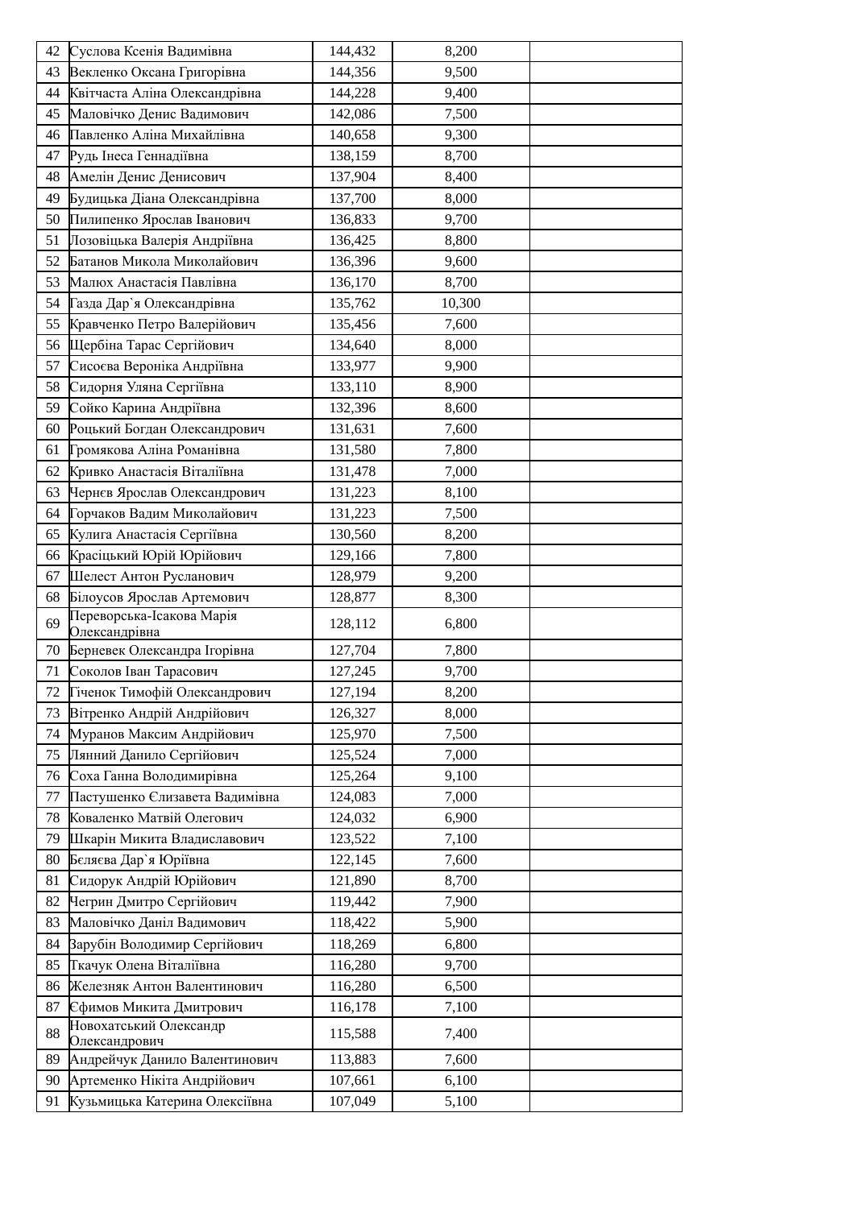| | | | | |
|---|---|---|---|---|
| 42 | Суслова Ксенія Вадимівна | 144,432 | 8,200 | |
| 43 | Векленко Оксана Григорівна | 144,356 | 9,500 | |
| 44 | Квітчаста Аліна Олександрівна | 144,228 | 9,400 | |
| 45 | Маловічко Денис Вадимович | 142,086 | 7,500 | |
| 46 | Павленко Аліна Михайлівна | 140,658 | 9,300 | |
| 47 | Рудь Інеса Геннадіївна | 138,159 | 8,700 | |
| 48 | Амелін Денис Денисович | 137,904 | 8,400 | |
| 49 | Будицька Діана Олександрівна | 137,700 | 8,000 | |
| 50 | Пилипенко Ярослав Іванович | 136,833 | 9,700 | |
| 51 | Лозовіцька Валерія Андріївна | 136,425 | 8,800 | |
| 52 | Батанов Микола Миколайович | 136,396 | 9,600 | |
| 53 | Малюх Анастасія Павлівна | 136,170 | 8,700 | |
| 54 | Газда Дар`я Олександрівна | 135,762 | 10,300 | |
| 55 | Кравченко Петро Валерійович | 135,456 | 7,600 | |
| 56 | Щербіна Тарас Сергійович | 134,640 | 8,000 | |
| 57 | Сисоєва Вероніка Андріївна | 133,977 | 9,900 | |
| 58 | Сидорня Уляна Сергіївна | 133,110 | 8,900 | |
| 59 | Сойко Карина Андріївна | 132,396 | 8,600 | |
| 60 | Роцький Богдан Олександрович | 131,631 | 7,600 | |
| 61 | Громякова Аліна Романівна | 131,580 | 7,800 | |
| 62 | Кривко Анастасія Віталіївна | 131,478 | 7,000 | |
| 63 | Чернєв Ярослав Олександрович | 131,223 | 8,100 | |
| 64 | Горчаков Вадим Миколайович | 131,223 | 7,500 | |
| 65 | Кулига Анастасія Сергіївна | 130,560 | 8,200 | |
| 66 | Красіцький Юрій Юрійович | 129,166 | 7,800 | |
| 67 | Шелест Антон Русланович | 128,979 | 9,200 | |
| 68 | Білоусов Ярослав Артемович | 128,877 | 8,300 | |
| 69 | Переворська-Ісакова Марія Олександрівна | 128,112 | 6,800 | |
| 70 | Берневек Олександра Ігорівна | 127,704 | 7,800 | |
| 71 | Соколов Іван Тарасович | 127,245 | 9,700 | |
| 72 | Гіченок Тимофій Олександрович | 127,194 | 8,200 | |
| 73 | Вітренко Андрій Андрійович | 126,327 | 8,000 | |
| 74 | Муранов Максим Андрійович | 125,970 | 7,500 | |
| 75 | Лянний Данило Сергійович | 125,524 | 7,000 | |
| 76 | Соха Ганна Володимирівна | 125,264 | 9,100 | |
| 77 | Пастушенко Єлизавета Вадимівна | 124,083 | 7,000 | |
| 78 | Коваленко Матвій Олегович | 124,032 | 6,900 | |
| 79 | Шкарін Микита Владиславович | 123,522 | 7,100 | |
| 80 | Бєляєва Дар`я Юріївна | 122,145 | 7,600 | |
| 81 | Сидорук Андрій Юрійович | 121,890 | 8,700 | |
| 82 | Чегрин Дмитро Сергійович | 119,442 | 7,900 | |
| 83 | Маловічко Даніл Вадимович | 118,422 | 5,900 | |
| 84 | Зарубін Володимир Сергійович | 118,269 | 6,800 | |
| 85 | Ткачук Олена Віталіївна | 116,280 | 9,700 | |
| 86 | Железняк Антон Валентинович | 116,280 | 6,500 | |
| 87 | Єфимов Микита Дмитрович | 116,178 | 7,100 | |
| 88 | Новохатський Олександр Олександрович | 115,588 | 7,400 | |
| 89 | Андрейчук Данило Валентинович | 113,883 | 7,600 | |
| 90 | Артеменко Нікіта Андрійович | 107,661 | 6,100 | |
| 91 | Кузьмицька Катерина Олексіївна | 107,049 | 5,100 | |